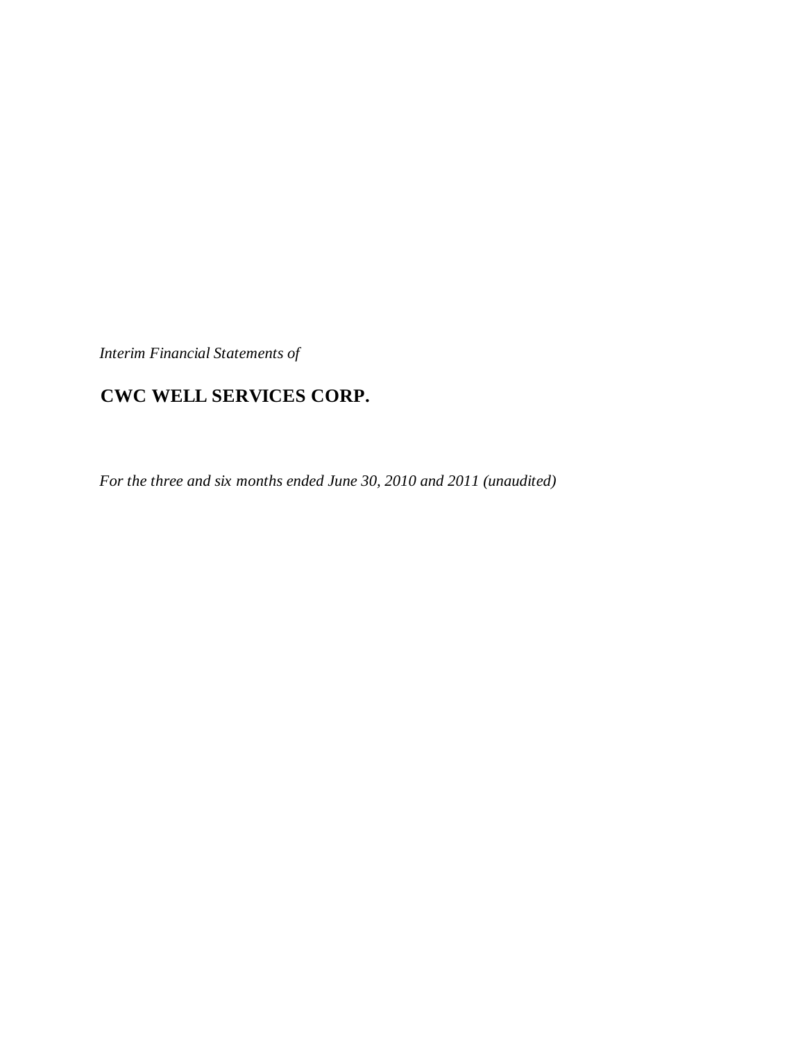*Interim Financial Statements of*

# CWC WELL SERVICES CORP.

*For the three and six months ended June 30, 2010 and 2011 (unaudited)*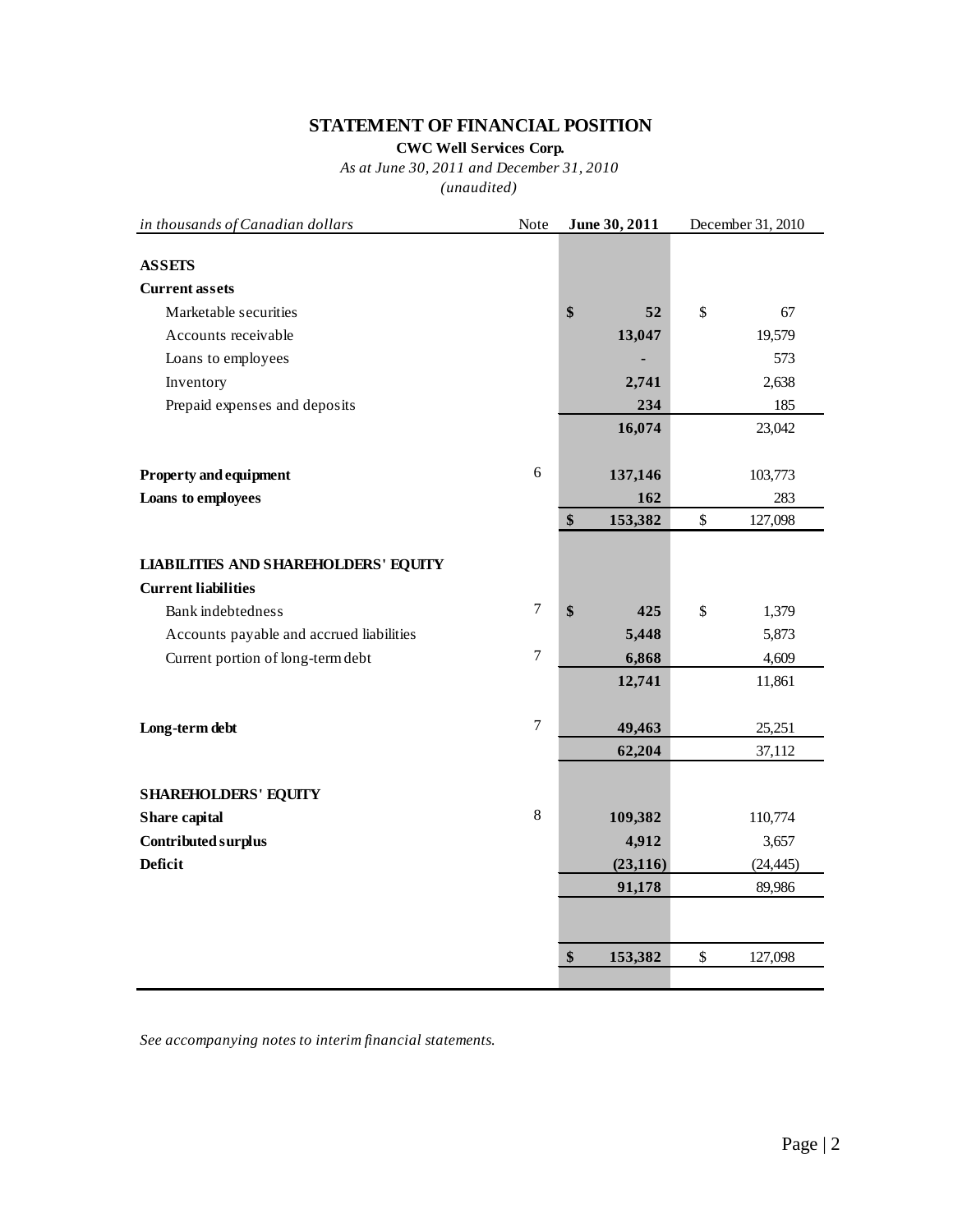# STATEMENT OF FINANCIAL POSITION

**CWC Well Services Corp.**

*As at June 30, 2011 and December 31, 2010*

*(unaudited)*

| *in thousands of Canadian dollars* | Note | **June 30, 2011** | December 31, 2010 |
|---|---|---|---|
| **ASSETS** | | | |
| **Current assets** | | | |
| Marketable securities | | **$ 52** | $ 67 |
| Accounts receivable | | **13,047** | 19,579 |
| Loans to employees | | **-** | 573 |
| Inventory | | **2,741** | 2,638 |
| Prepaid expenses and deposits | | **234** | 185 |
| | | **16,074** | 23,042 |
| **Property and equipment** | 6 | **137,146** | 103,773 |
| **Loans to employees** | | **162** | 283 |
| | | **$ 153,382** | $ 127,098 |
| **LIABILITIES AND SHAREHOLDERS' EQUITY** | | | |
| **Current liabilities** | | | |
| Bank indebtedness | 7 | **$ 425** | $ 1,379 |
| Accounts payable and accrued liabilities | | **5,448** | 5,873 |
| Current portion of long-term debt | 7 | **6,868** | 4,609 |
| | | **12,741** | 11,861 |
| **Long-term debt** | 7 | **49,463** | 25,251 |
| | | **62,204** | 37,112 |
| **SHAREHOLDERS' EQUITY** | | | |
| **Share capital** | 8 | **109,382** | 110,774 |
| **Contributed surplus** | | **4,912** | 3,657 |
| **Deficit** | | **(23,116)** | (24,445) |
| | | **91,178** | 89,986 |
| | | **$ 153,382** | $ 127,098 |

*See accompanying notes to interim financial statements.*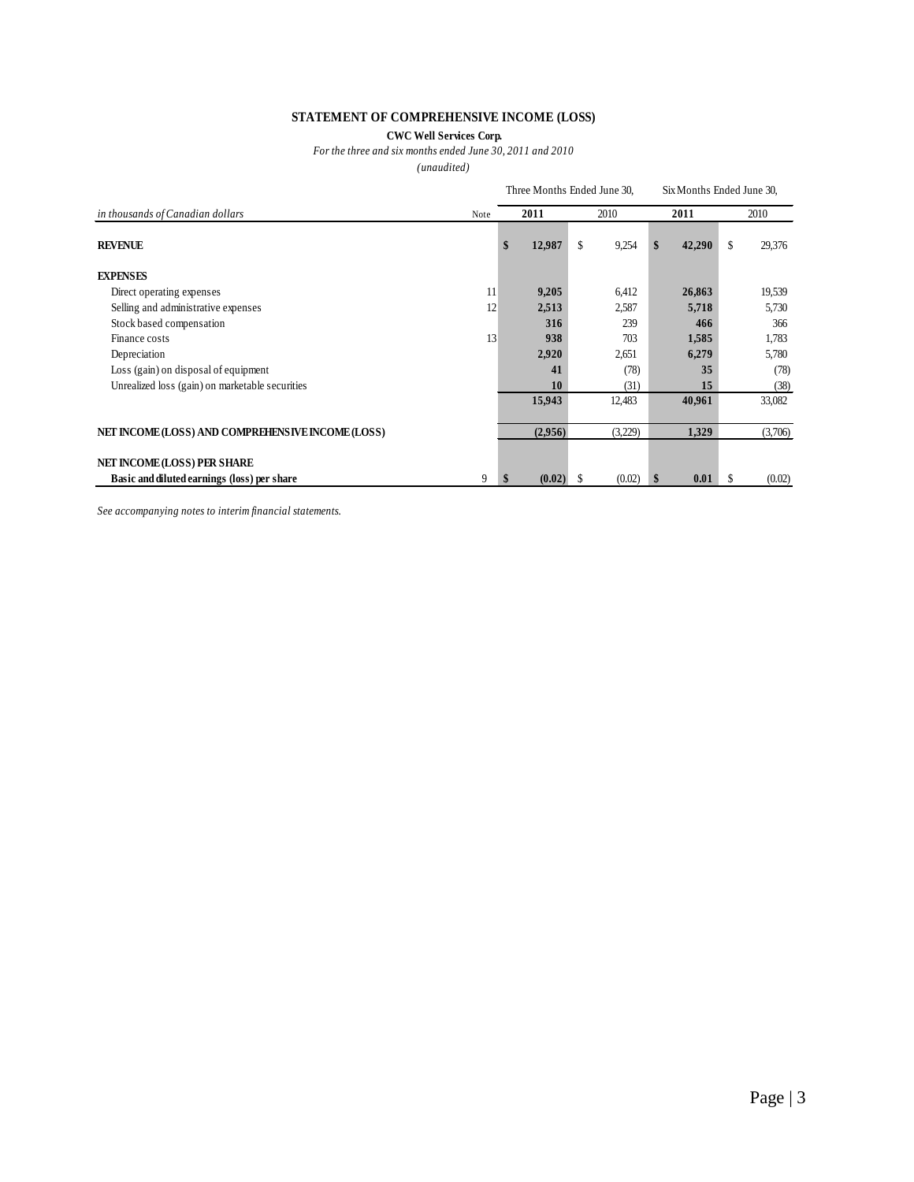# STATEMENT OF COMPREHENSIVE INCOME (LOSS)

**CWC Well Services Corp.**

*For the three and six months ended June 30, 2011 and 2010*

*(unaudited)*

| | | Three Months Ended June 30, | | Six Months Ended June 30, | |
|---|---|---|---|---|---|
| *in thousands of Canadian dollars* | Note | **2011** | 2010 | **2011** | 2010 |
| **REVENUE** | | **$ 12,987** | $ 9,254 | **$ 42,290** | $ 29,376 |
| **EXPENSES** | | | | | |
| Direct operating expenses | 11 | **9,205** | 6,412 | **26,863** | 19,539 |
| Selling and administrative expenses | 12 | **2,513** | 2,587 | **5,718** | 5,730 |
| Stock based compensation | | **316** | 239 | **466** | 366 |
| Finance costs | 13 | **938** | 703 | **1,585** | 1,783 |
| Depreciation | | **2,920** | 2,651 | **6,279** | 5,780 |
| Loss (gain) on disposal of equipment | | **41** | (78) | **35** | (78) |
| Unrealized loss (gain) on marketable securities | | **10** | (31) | **15** | (38) |
| | | **15,943** | 12,483 | **40,961** | 33,082 |
| **NET INCOME (LOSS) AND COMPREHENSIVE INCOME (LOSS)** | | **(2,956)** | (3,229) | **1,329** | (3,706) |
| **NET INCOME (LOSS) PER SHARE** | | | | | |
| **Basic and diluted earnings (loss) per share** | 9 | **$ (0.02)** | $ (0.02) | **$ 0.01** | $ (0.02) |

*See accompanying notes to interim financial statements.*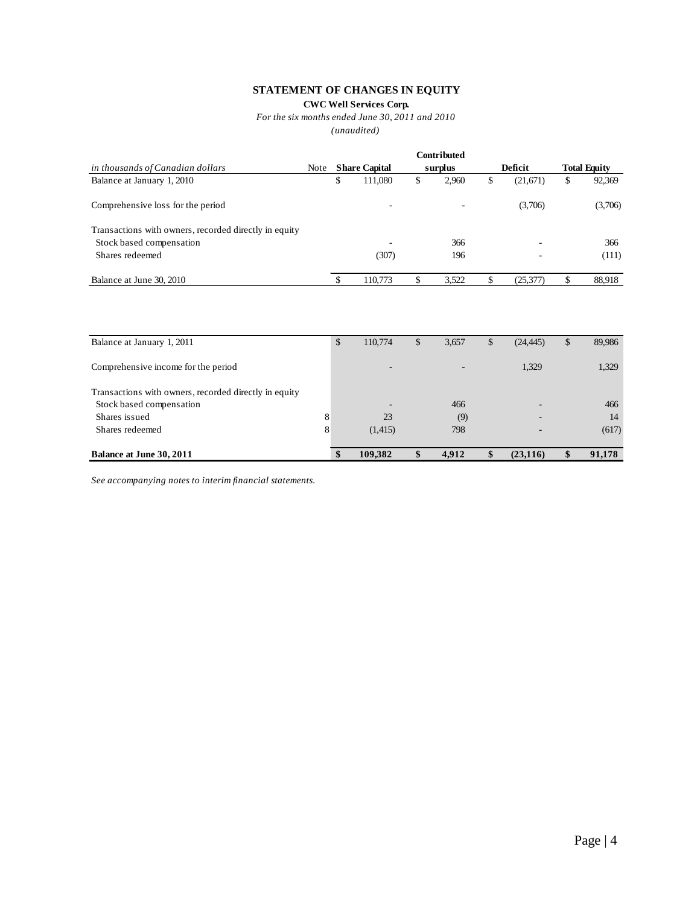# STATEMENT OF CHANGES IN EQUITY

**CWC Well Services Corp.**

*For the six months ended June 30, 2011 and 2010*

*(unaudited)*

| *in thousands of Canadian dollars* | Note | Share Capital | Contributed surplus | Deficit | Total Equity |
|---|---|---|---|---|---|
| Balance at January 1, 2010 | | $ 111,080 | $ 2,960 | $ (21,671) | $ 92,369 |
| Comprehensive loss for the period | | - | - | (3,706) | (3,706) |
| Transactions with owners, recorded directly in equity | | | | | |
| Stock based compensation | | - | 366 | - | 366 |
| Shares redeemed | | (307) | 196 | - | (111) |
| Balance at June 30, 2010 | | $ 110,773 | $ 3,522 | $ (25,377) | $ 88,918 |

| | Note | Share Capital | Contributed surplus | Deficit | Total Equity |
|---|---|---|---|---|---|
| Balance at January 1, 2011 | | $ 110,774 | $ 3,657 | $ (24,445) | $ 89,986 |
| Comprehensive income for the period | | - | - | 1,329 | 1,329 |
| Transactions with owners, recorded directly in equity | | | | | |
| Stock based compensation | | - | 466 | - | 466 |
| Shares issued | 8 | 23 | (9) | - | 14 |
| Shares redeemed | 8 | (1,415) | 798 | - | (617) |
| **Balance at June 30, 2011** | | **$ 109,382** | **$ 4,912** | **$ (23,116)** | **$ 91,178** |

*See accompanying notes to interim financial statements.*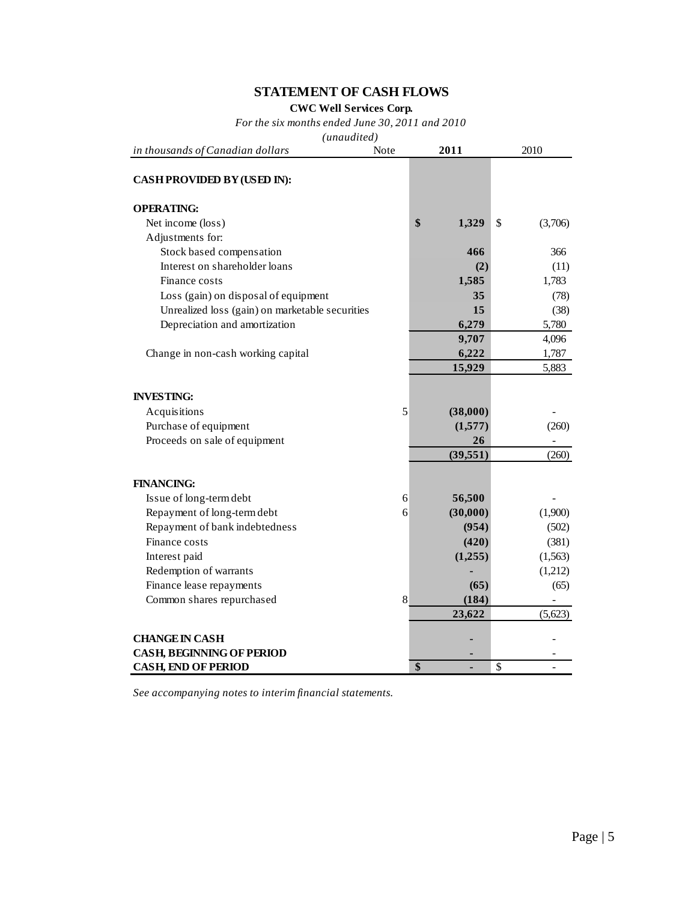# STATEMENT OF CASH FLOWS

**CWC Well Services Corp.**

*For the six months ended June 30, 2011 and 2010*

*(unaudited)*

| *in thousands of Canadian dollars* | Note | **2011** | 2010 |
|---|---|---|---|
| **CASH PROVIDED BY (USED IN):** | | | |
| **OPERATING:** | | | |
| Net income (loss) | | **$ 1,329** | $ (3,706) |
| Adjustments for: | | | |
| Stock based compensation | | **466** | 366 |
| Interest on shareholder loans | | **(2)** | (11) |
| Finance costs | | **1,585** | 1,783 |
| Loss (gain) on disposal of equipment | | **35** | (78) |
| Unrealized loss (gain) on marketable securities | | **15** | (38) |
| Depreciation and amortization | | **6,279** | 5,780 |
| | | **9,707** | 4,096 |
| Change in non-cash working capital | | **6,222** | 1,787 |
| | | **15,929** | 5,883 |
| **INVESTING:** | | | |
| Acquisitions | 5 | **(38,000)** | - |
| Purchase of equipment | | **(1,577)** | (260) |
| Proceeds on sale of equipment | | **26** | - |
| | | **(39,551)** | (260) |
| **FINANCING:** | | | |
| Issue of long-term debt | 6 | **56,500** | - |
| Repayment of long-term debt | 6 | **(30,000)** | (1,900) |
| Repayment of bank indebtedness | | **(954)** | (502) |
| Finance costs | | **(420)** | (381) |
| Interest paid | | **(1,255)** | (1,563) |
| Redemption of warrants | | **-** | (1,212) |
| Finance lease repayments | | **(65)** | (65) |
| Common shares repurchased | 8 | **(184)** | - |
| | | **23,622** | (5,623) |
| **CHANGE IN CASH** | | **-** | - |
| **CASH, BEGINNING OF PERIOD** | | **-** | - |
| **CASH, END OF PERIOD** | | **$ -** | $ - |

*See accompanying notes to interim financial statements.*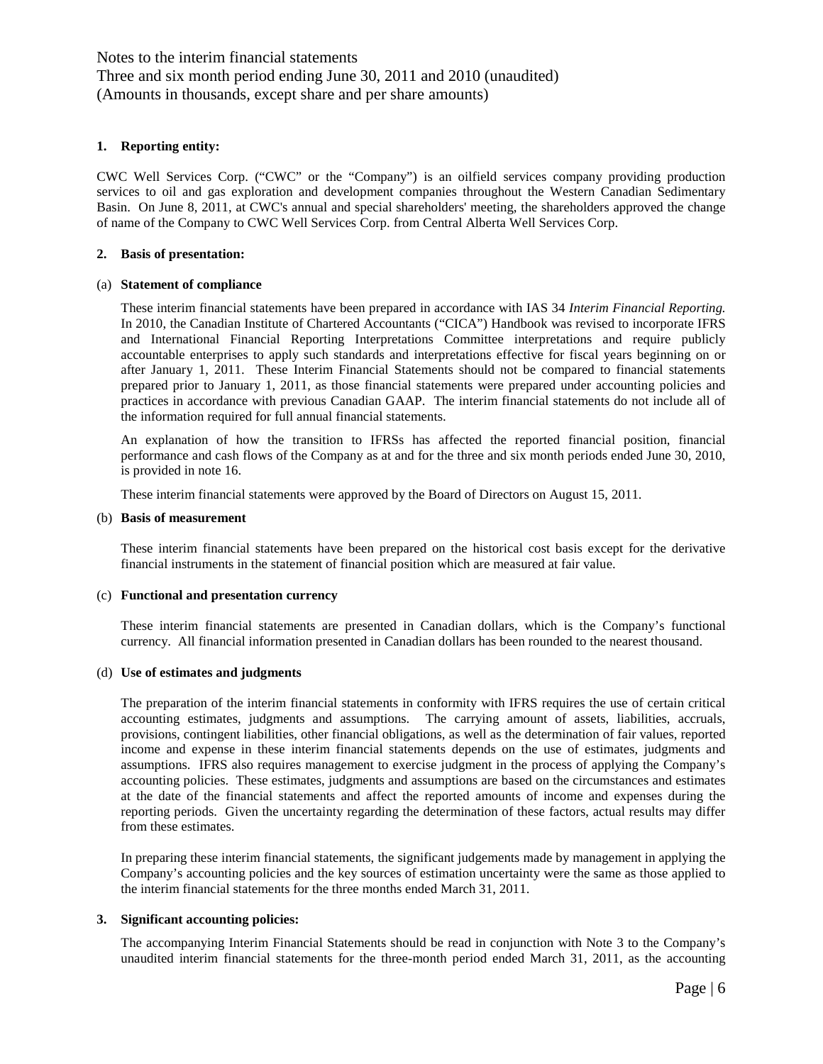## 1. Reporting entity:

CWC Well Services Corp. ("CWC" or the "Company") is an oilfield services company providing production services to oil and gas exploration and development companies throughout the Western Canadian Sedimentary Basin. On June 8, 2011, at CWC's annual and special shareholders' meeting, the shareholders approved the change of name of the Company to CWC Well Services Corp. from Central Alberta Well Services Corp.

## 2. Basis of presentation:

### (a) Statement of compliance

These interim financial statements have been prepared in accordance with IAS 34 *Interim Financial Reporting.* In 2010, the Canadian Institute of Chartered Accountants ("CICA") Handbook was revised to incorporate IFRS and International Financial Reporting Interpretations Committee interpretations and require publicly accountable enterprises to apply such standards and interpretations effective for fiscal years beginning on or after January 1, 2011. These Interim Financial Statements should not be compared to financial statements prepared prior to January 1, 2011, as those financial statements were prepared under accounting policies and practices in accordance with previous Canadian GAAP. The interim financial statements do not include all of the information required for full annual financial statements.

An explanation of how the transition to IFRSs has affected the reported financial position, financial performance and cash flows of the Company as at and for the three and six month periods ended June 30, 2010, is provided in note 16.

These interim financial statements were approved by the Board of Directors on August 15, 2011.

### (b) Basis of measurement

These interim financial statements have been prepared on the historical cost basis except for the derivative financial instruments in the statement of financial position which are measured at fair value.

### (c) Functional and presentation currency

These interim financial statements are presented in Canadian dollars, which is the Company's functional currency. All financial information presented in Canadian dollars has been rounded to the nearest thousand.

### (d) Use of estimates and judgments

The preparation of the interim financial statements in conformity with IFRS requires the use of certain critical accounting estimates, judgments and assumptions. The carrying amount of assets, liabilities, accruals, provisions, contingent liabilities, other financial obligations, as well as the determination of fair values, reported income and expense in these interim financial statements depends on the use of estimates, judgments and assumptions. IFRS also requires management to exercise judgment in the process of applying the Company's accounting policies. These estimates, judgments and assumptions are based on the circumstances and estimates at the date of the financial statements and affect the reported amounts of income and expenses during the reporting periods. Given the uncertainty regarding the determination of these factors, actual results may differ from these estimates.

In preparing these interim financial statements, the significant judgements made by management in applying the Company's accounting policies and the key sources of estimation uncertainty were the same as those applied to the interim financial statements for the three months ended March 31, 2011.

## 3. Significant accounting policies:

The accompanying Interim Financial Statements should be read in conjunction with Note 3 to the Company's unaudited interim financial statements for the three-month period ended March 31, 2011, as the accounting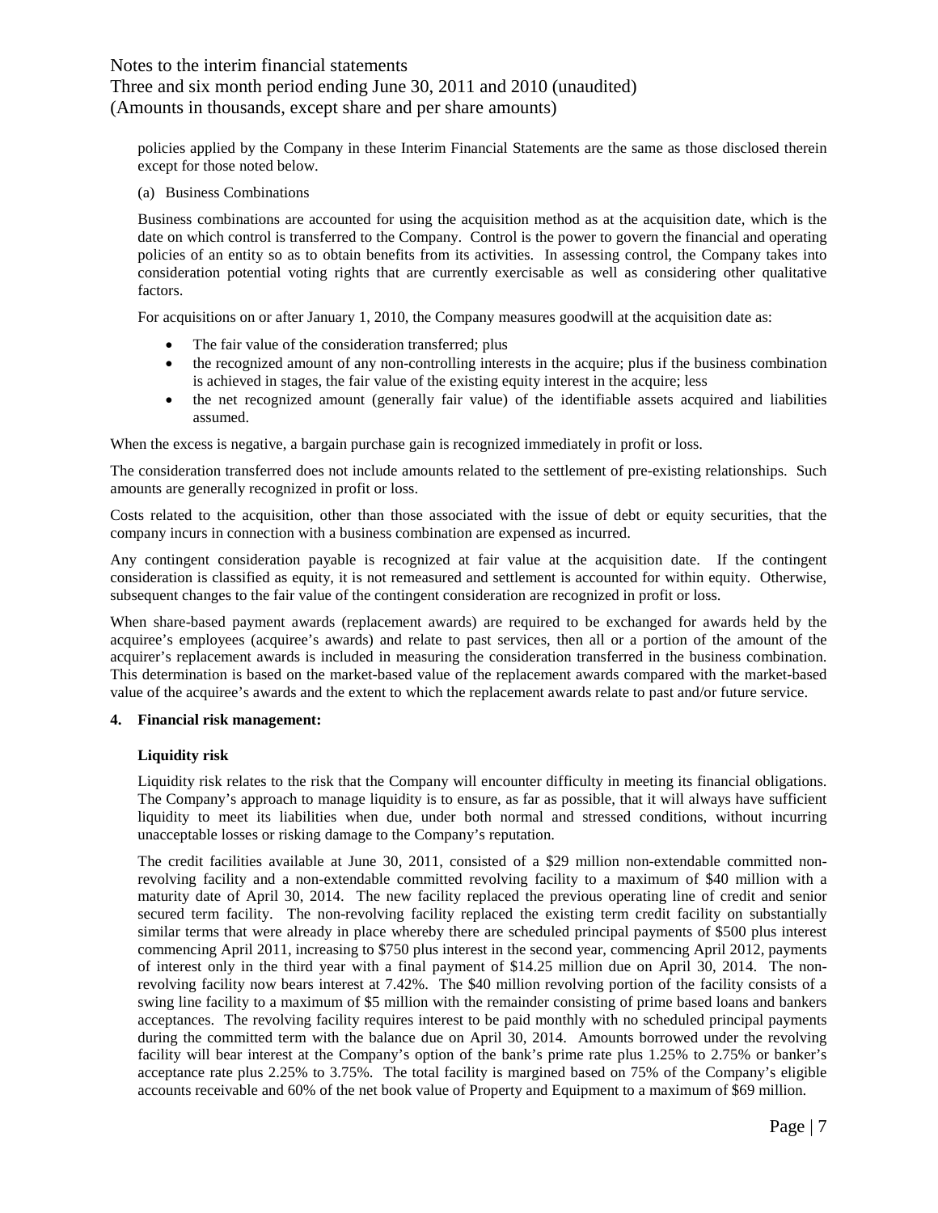policies applied by the Company in these Interim Financial Statements are the same as those disclosed therein except for those noted below.

(a) Business Combinations

Business combinations are accounted for using the acquisition method as at the acquisition date, which is the date on which control is transferred to the Company. Control is the power to govern the financial and operating policies of an entity so as to obtain benefits from its activities. In assessing control, the Company takes into consideration potential voting rights that are currently exercisable as well as considering other qualitative factors.

For acquisitions on or after January 1, 2010, the Company measures goodwill at the acquisition date as:

- The fair value of the consideration transferred; plus
- the recognized amount of any non-controlling interests in the acquire; plus if the business combination is achieved in stages, the fair value of the existing equity interest in the acquire; less
- the net recognized amount (generally fair value) of the identifiable assets acquired and liabilities assumed.

When the excess is negative, a bargain purchase gain is recognized immediately in profit or loss.

The consideration transferred does not include amounts related to the settlement of pre-existing relationships. Such amounts are generally recognized in profit or loss.

Costs related to the acquisition, other than those associated with the issue of debt or equity securities, that the company incurs in connection with a business combination are expensed as incurred.

Any contingent consideration payable is recognized at fair value at the acquisition date. If the contingent consideration is classified as equity, it is not remeasured and settlement is accounted for within equity. Otherwise, subsequent changes to the fair value of the contingent consideration are recognized in profit or loss.

When share-based payment awards (replacement awards) are required to be exchanged for awards held by the acquiree's employees (acquiree's awards) and relate to past services, then all or a portion of the amount of the acquirer's replacement awards is included in measuring the consideration transferred in the business combination. This determination is based on the market-based value of the replacement awards compared with the market-based value of the acquiree's awards and the extent to which the replacement awards relate to past and/or future service.

**4. Financial risk management:**

**Liquidity risk**

Liquidity risk relates to the risk that the Company will encounter difficulty in meeting its financial obligations. The Company's approach to manage liquidity is to ensure, as far as possible, that it will always have sufficient liquidity to meet its liabilities when due, under both normal and stressed conditions, without incurring unacceptable losses or risking damage to the Company's reputation.

The credit facilities available at June 30, 2011, consisted of a $29 million non-extendable committed non-revolving facility and a non-extendable committed revolving facility to a maximum of $40 million with a maturity date of April 30, 2014. The new facility replaced the previous operating line of credit and senior secured term facility. The non-revolving facility replaced the existing term credit facility on substantially similar terms that were already in place whereby there are scheduled principal payments of $500 plus interest commencing April 2011, increasing to $750 plus interest in the second year, commencing April 2012, payments of interest only in the third year with a final payment of $14.25 million due on April 30, 2014. The non-revolving facility now bears interest at 7.42%. The $40 million revolving portion of the facility consists of a swing line facility to a maximum of $5 million with the remainder consisting of prime based loans and bankers acceptances. The revolving facility requires interest to be paid monthly with no scheduled principal payments during the committed term with the balance due on April 30, 2014. Amounts borrowed under the revolving facility will bear interest at the Company's option of the bank's prime rate plus 1.25% to 2.75% or banker's acceptance rate plus 2.25% to 3.75%. The total facility is margined based on 75% of the Company's eligible accounts receivable and 60% of the net book value of Property and Equipment to a maximum of $69 million.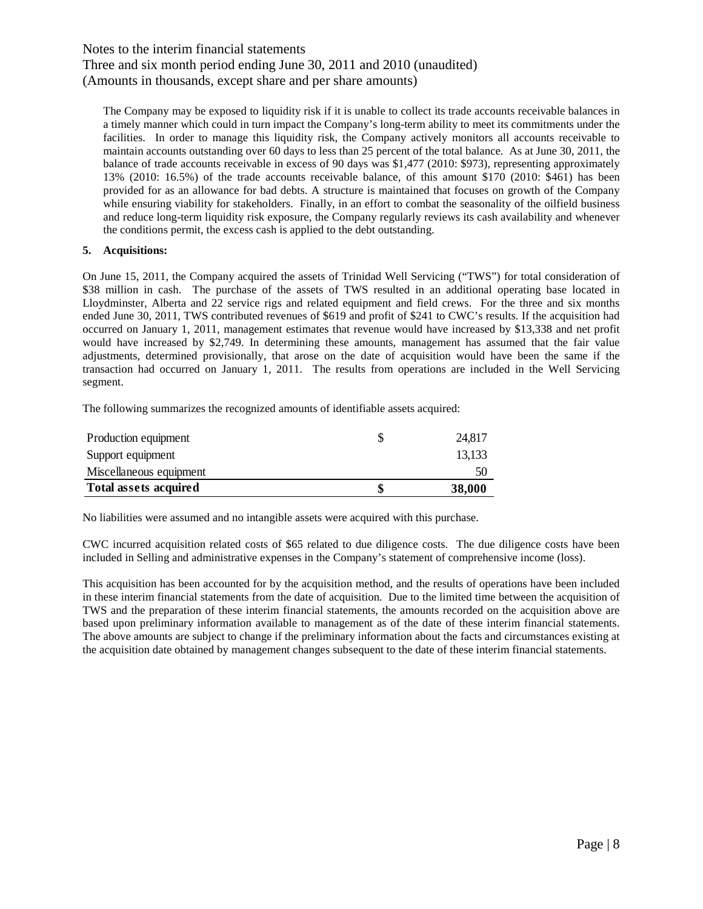The Company may be exposed to liquidity risk if it is unable to collect its trade accounts receivable balances in a timely manner which could in turn impact the Company's long-term ability to meet its commitments under the facilities. In order to manage this liquidity risk, the Company actively monitors all accounts receivable to maintain accounts outstanding over 60 days to less than 25 percent of the total balance. As at June 30, 2011, the balance of trade accounts receivable in excess of 90 days was $1,477 (2010: $973), representing approximately 13% (2010: 16.5%) of the trade accounts receivable balance, of this amount $170 (2010: $461) has been provided for as an allowance for bad debts. A structure is maintained that focuses on growth of the Company while ensuring viability for stakeholders. Finally, in an effort to combat the seasonality of the oilfield business and reduce long-term liquidity risk exposure, the Company regularly reviews its cash availability and whenever the conditions permit, the excess cash is applied to the debt outstanding.

**5. Acquisitions:**

On June 15, 2011, the Company acquired the assets of Trinidad Well Servicing ("TWS") for total consideration of $38 million in cash. The purchase of the assets of TWS resulted in an additional operating base located in Lloydminster, Alberta and 22 service rigs and related equipment and field crews. For the three and six months ended June 30, 2011, TWS contributed revenues of $619 and profit of $241 to CWC's results. If the acquisition had occurred on January 1, 2011, management estimates that revenue would have increased by $13,338 and net profit would have increased by $2,749. In determining these amounts, management has assumed that the fair value adjustments, determined provisionally, that arose on the date of acquisition would have been the same if the transaction had occurred on January 1, 2011. The results from operations are included in the Well Servicing segment.

The following summarizes the recognized amounts of identifiable assets acquired:

| | | |
|---|---|---|
| Production equipment | $ | 24,817 |
| Support equipment | | 13,133 |
| Miscellaneous equipment | | 50 |
| **Total assets acquired** | **$** | **38,000** |

No liabilities were assumed and no intangible assets were acquired with this purchase.

CWC incurred acquisition related costs of $65 related to due diligence costs. The due diligence costs have been included in Selling and administrative expenses in the Company's statement of comprehensive income (loss).

This acquisition has been accounted for by the acquisition method, and the results of operations have been included in these interim financial statements from the date of acquisition. Due to the limited time between the acquisition of TWS and the preparation of these interim financial statements, the amounts recorded on the acquisition above are based upon preliminary information available to management as of the date of these interim financial statements. The above amounts are subject to change if the preliminary information about the facts and circumstances existing at the acquisition date obtained by management changes subsequent to the date of these interim financial statements.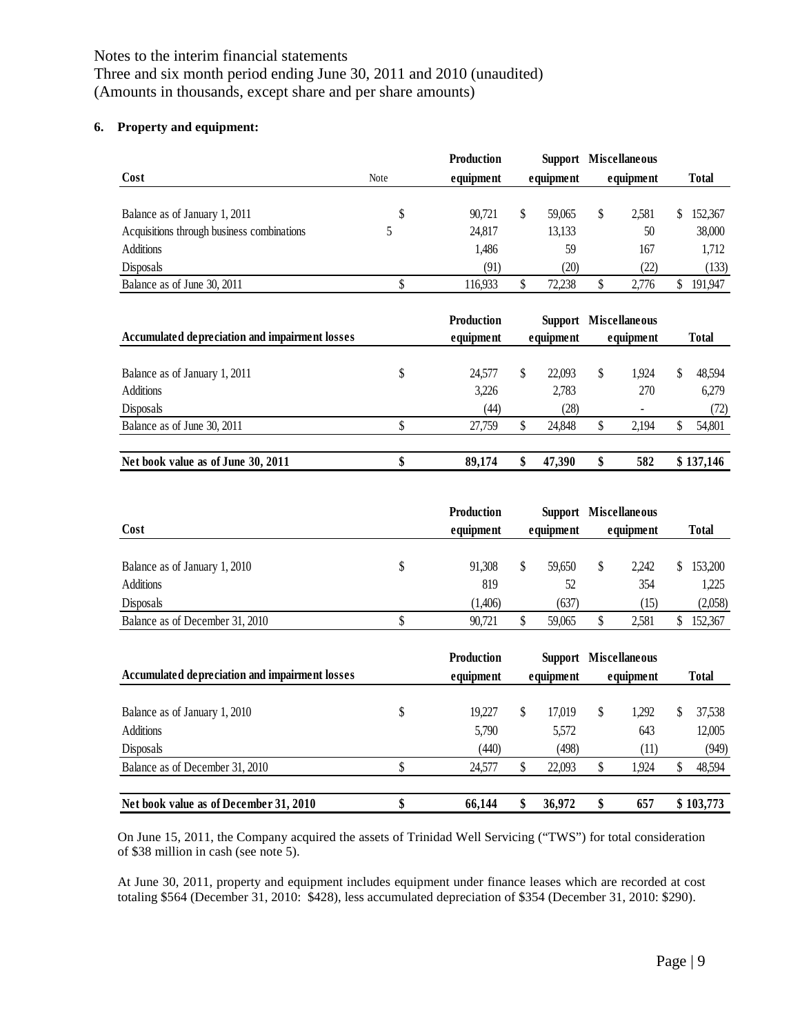Notes to the interim financial statements
Three and six month period ending June 30, 2011 and 2010 (unaudited)
(Amounts in thousands, except share and per share amounts)

**6. Property and equipment:**

| Cost | Note | Production equipment | Support equipment | Miscellaneous equipment | Total |
|---|---|---|---|---|---|
| Balance as of January 1, 2011 | $ | 90,721 | $ 59,065 | $ 2,581 | $ 152,367 |
| Acquisitions through business combinations | 5 | 24,817 | 13,133 | 50 | 38,000 |
| Additions | | 1,486 | 59 | 167 | 1,712 |
| Disposals | | (91) | (20) | (22) | (133) |
| Balance as of June 30, 2011 | $ | 116,933 | $ 72,238 | $ 2,776 | $ 191,947 |

| Accumulated depreciation and impairment losses | | Production equipment | Support equipment | Miscellaneous equipment | Total |
|---|---|---|---|---|---|
| Balance as of January 1, 2011 | $ | 24,577 | $ 22,093 | $ 1,924 | $ 48,594 |
| Additions | | 3,226 | 2,783 | 270 | 6,279 |
| Disposals | | (44) | (28) | - | (72) |
| Balance as of June 30, 2011 | $ | 27,759 | $ 24,848 | $ 2,194 | $ 54,801 |
| **Net book value as of June 30, 2011** | **$** | **89,174** | **$ 47,390** | **$ 582** | **$ 137,146** |

| Cost | | Production equipment | Support equipment | Miscellaneous equipment | Total |
|---|---|---|---|---|---|
| Balance as of January 1, 2010 | $ | 91,308 | $ 59,650 | $ 2,242 | $ 153,200 |
| Additions | | 819 | 52 | 354 | 1,225 |
| Disposals | | (1,406) | (637) | (15) | (2,058) |
| Balance as of December 31, 2010 | $ | 90,721 | $ 59,065 | $ 2,581 | $ 152,367 |

| Accumulated depreciation and impairment losses | | Production equipment | Support equipment | Miscellaneous equipment | Total |
|---|---|---|---|---|---|
| Balance as of January 1, 2010 | $ | 19,227 | $ 17,019 | $ 1,292 | $ 37,538 |
| Additions | | 5,790 | 5,572 | 643 | 12,005 |
| Disposals | | (440) | (498) | (11) | (949) |
| Balance as of December 31, 2010 | $ | 24,577 | $ 22,093 | $ 1,924 | $ 48,594 |
| **Net book value as of December 31, 2010** | **$** | **66,144** | **$ 36,972** | **$ 657** | **$ 103,773** |

On June 15, 2011, the Company acquired the assets of Trinidad Well Servicing ("TWS") for total consideration of $38 million in cash (see note 5).

At June 30, 2011, property and equipment includes equipment under finance leases which are recorded at cost totaling $564 (December 31, 2010: $428), less accumulated depreciation of $354 (December 31, 2010: $290).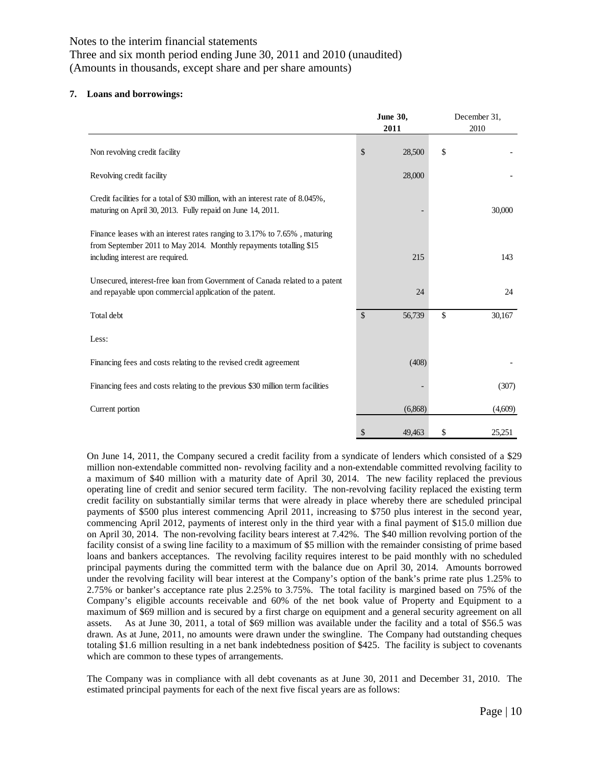Notes to the interim financial statements
Three and six month period ending June 30, 2011 and 2010 (unaudited)
(Amounts in thousands, except share and per share amounts)

**7. Loans and borrowings:**

| | **June 30, 2011** | December 31, 2010 |
|---|---|---|
| Non revolving credit facility | $ 28,500 | $ - |
| Revolving credit facility | 28,000 | - |
| Credit facilities for a total of $30 million, with an interest rate of 8.045%, maturing on April 30, 2013. Fully repaid on June 14, 2011. | - | 30,000 |
| Finance leases with an interest rates ranging to 3.17% to 7.65% , maturing from September 2011 to May 2014. Monthly repayments totalling $15 including interest are required. | 215 | 143 |
| Unsecured, interest-free loan from Government of Canada related to a patent and repayable upon commercial application of the patent. | 24 | 24 |
| Total debt | $ 56,739 | $ 30,167 |
| Less: | | |
| Financing fees and costs relating to the revised credit agreement | (408) | - |
| Financing fees and costs relating to the previous $30 million term facilities | - | (307) |
| Current portion | (6,868) | (4,609) |
| | $ 49,463 | $ 25,251 |

On June 14, 2011, the Company secured a credit facility from a syndicate of lenders which consisted of a $29 million non-extendable committed non- revolving facility and a non-extendable committed revolving facility to a maximum of $40 million with a maturity date of April 30, 2014. The new facility replaced the previous operating line of credit and senior secured term facility. The non-revolving facility replaced the existing term credit facility on substantially similar terms that were already in place whereby there are scheduled principal payments of $500 plus interest commencing April 2011, increasing to $750 plus interest in the second year, commencing April 2012, payments of interest only in the third year with a final payment of $15.0 million due on April 30, 2014. The non-revolving facility bears interest at 7.42%. The $40 million revolving portion of the facility consist of a swing line facility to a maximum of $5 million with the remainder consisting of prime based loans and bankers acceptances. The revolving facility requires interest to be paid monthly with no scheduled principal payments during the committed term with the balance due on April 30, 2014. Amounts borrowed under the revolving facility will bear interest at the Company's option of the bank's prime rate plus 1.25% to 2.75% or banker's acceptance rate plus 2.25% to 3.75%. The total facility is margined based on 75% of the Company's eligible accounts receivable and 60% of the net book value of Property and Equipment to a maximum of $69 million and is secured by a first charge on equipment and a general security agreement on all assets. As at June 30, 2011, a total of $69 million was available under the facility and a total of $56.5 was drawn. As at June, 2011, no amounts were drawn under the swingline. The Company had outstanding cheques totaling $1.6 million resulting in a net bank indebtedness position of $425. The facility is subject to covenants which are common to these types of arrangements.

The Company was in compliance with all debt covenants as at June 30, 2011 and December 31, 2010. The estimated principal payments for each of the next five fiscal years are as follows: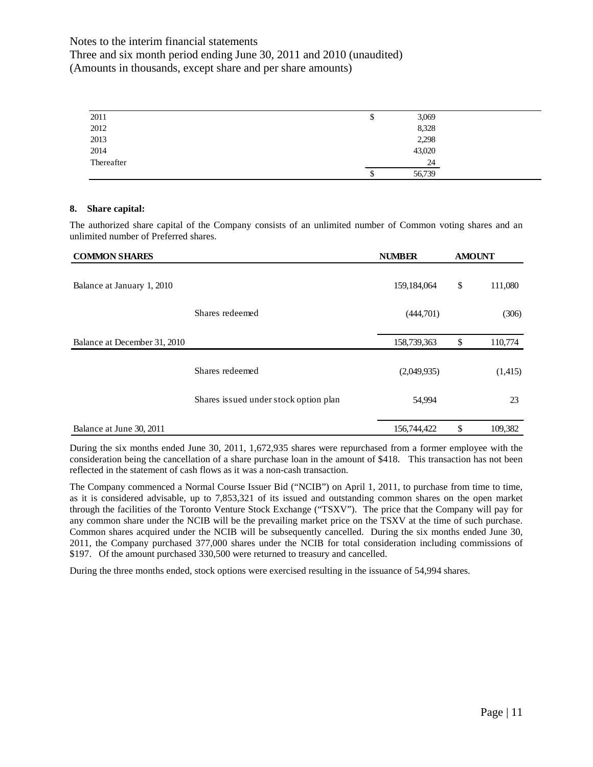| | | |
|---|---|---|
| 2011 | $ | 3,069 |
| 2012 | | 8,328 |
| 2013 | | 2,298 |
| 2014 | | 43,020 |
| Thereafter | | 24 |
| | $ | 56,739 |

## 8. Share capital:

The authorized share capital of the Company consists of an unlimited number of Common voting shares and an unlimited number of Preferred shares.

| COMMON SHARES | | NUMBER | AMOUNT | |
|---|---|---|---|---|
| Balance at January 1, 2010 | | 159,184,064 | $ | 111,080 |
| | Shares redeemed | (444,701) | | (306) |
| Balance at December 31, 2010 | | 158,739,363 | $ | 110,774 |
| | Shares redeemed | (2,049,935) | | (1,415) |
| | Shares issued under stock option plan | 54,994 | | 23 |
| Balance at June 30, 2011 | | 156,744,422 | $ | 109,382 |

During the six months ended June 30, 2011, 1,672,935 shares were repurchased from a former employee with the consideration being the cancellation of a share purchase loan in the amount of $418. This transaction has not been reflected in the statement of cash flows as it was a non-cash transaction.

The Company commenced a Normal Course Issuer Bid ("NCIB") on April 1, 2011, to purchase from time to time, as it is considered advisable, up to 7,853,321 of its issued and outstanding common shares on the open market through the facilities of the Toronto Venture Stock Exchange ("TSXV"). The price that the Company will pay for any common share under the NCIB will be the prevailing market price on the TSXV at the time of such purchase. Common shares acquired under the NCIB will be subsequently cancelled. During the six months ended June 30, 2011, the Company purchased 377,000 shares under the NCIB for total consideration including commissions of $197. Of the amount purchased 330,500 were returned to treasury and cancelled.

During the three months ended, stock options were exercised resulting in the issuance of 54,994 shares.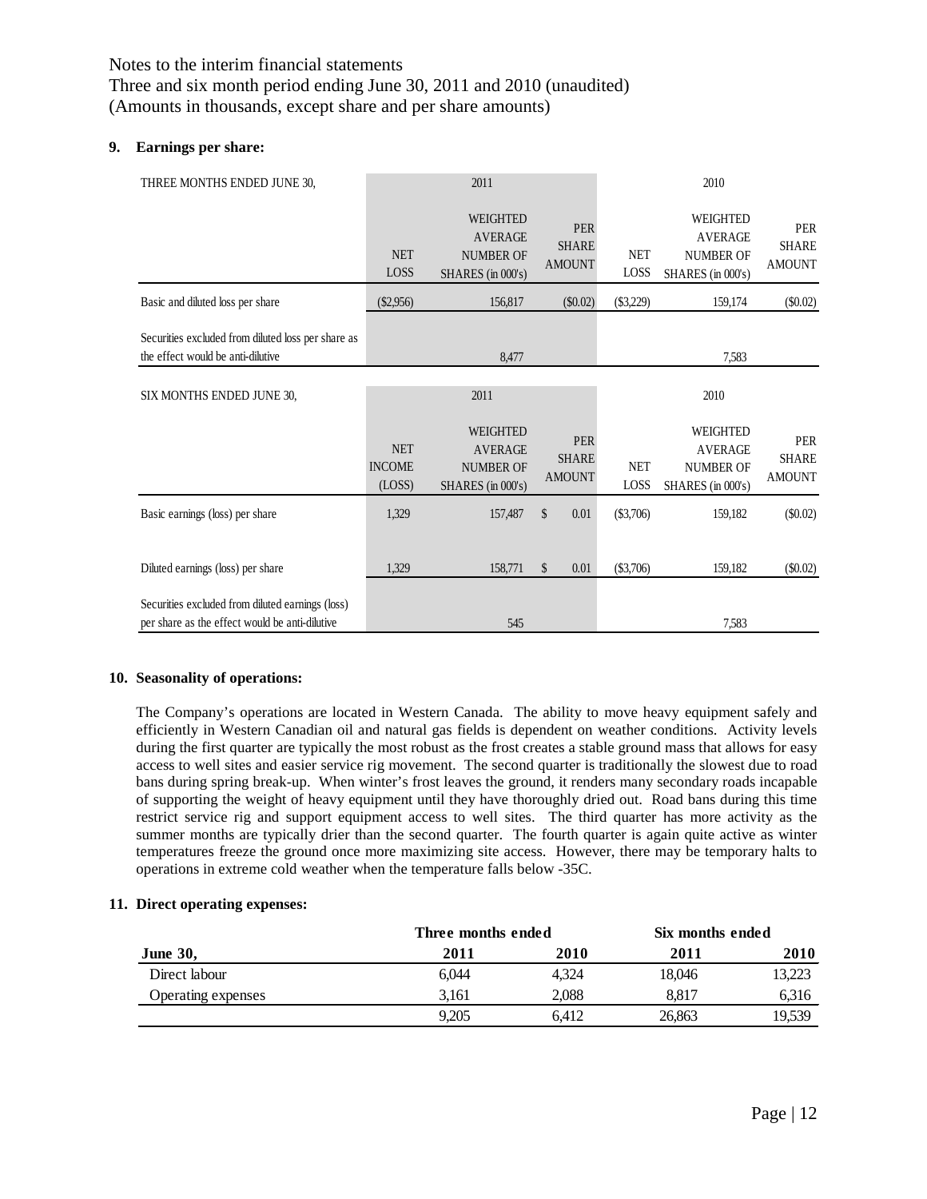Notes to the interim financial statements
Three and six month period ending June 30, 2011 and 2010 (unaudited)
(Amounts in thousands, except share and per share amounts)

**9. Earnings per share:**

| THREE MONTHS ENDED JUNE 30, | 2011 | | | 2010 | | |
|---|---|---|---|---|---|---|
| | NET LOSS | WEIGHTED AVERAGE NUMBER OF SHARES (in 000's) | PER SHARE AMOUNT | NET LOSS | WEIGHTED AVERAGE NUMBER OF SHARES (in 000's) | PER SHARE AMOUNT |
| Basic and diluted loss per share | ($2,956) | 156,817 | ($0.02) | ($3,229) | 159,174 | ($0.02) |
| Securities excluded from diluted loss per share as the effect would be anti-dilutive | | 8,477 | | | 7,583 | |

| SIX MONTHS ENDED JUNE 30, | 2011 | | | 2010 | | |
|---|---|---|---|---|---|---|
| | NET INCOME (LOSS) | WEIGHTED AVERAGE NUMBER OF SHARES (in 000's) | PER SHARE AMOUNT | NET LOSS | WEIGHTED AVERAGE NUMBER OF SHARES (in 000's) | PER SHARE AMOUNT |
| Basic earnings (loss) per share | 1,329 | 157,487 | $ 0.01 | ($3,706) | 159,182 | ($0.02) |
| Diluted earnings (loss) per share | 1,329 | 158,771 | $ 0.01 | ($3,706) | 159,182 | ($0.02) |
| Securities excluded from diluted earnings (loss) per share as the effect would be anti-dilutive | | 545 | | | 7,583 | |

**10. Seasonality of operations:**

The Company's operations are located in Western Canada. The ability to move heavy equipment safely and efficiently in Western Canadian oil and natural gas fields is dependent on weather conditions. Activity levels during the first quarter are typically the most robust as the frost creates a stable ground mass that allows for easy access to well sites and easier service rig movement. The second quarter is traditionally the slowest due to road bans during spring break-up. When winter's frost leaves the ground, it renders many secondary roads incapable of supporting the weight of heavy equipment until they have thoroughly dried out. Road bans during this time restrict service rig and support equipment access to well sites. The third quarter has more activity as the summer months are typically drier than the second quarter. The fourth quarter is again quite active as winter temperatures freeze the ground once more maximizing site access. However, there may be temporary halts to operations in extreme cold weather when the temperature falls below -35C.

**11. Direct operating expenses:**

| | Three months ended | | Six months ended | |
|---|---|---|---|---|
| **June 30,** | **2011** | **2010** | **2011** | **2010** |
| Direct labour | 6,044 | 4,324 | 18,046 | 13,223 |
| Operating expenses | 3,161 | 2,088 | 8,817 | 6,316 |
| | 9,205 | 6,412 | 26,863 | 19,539 |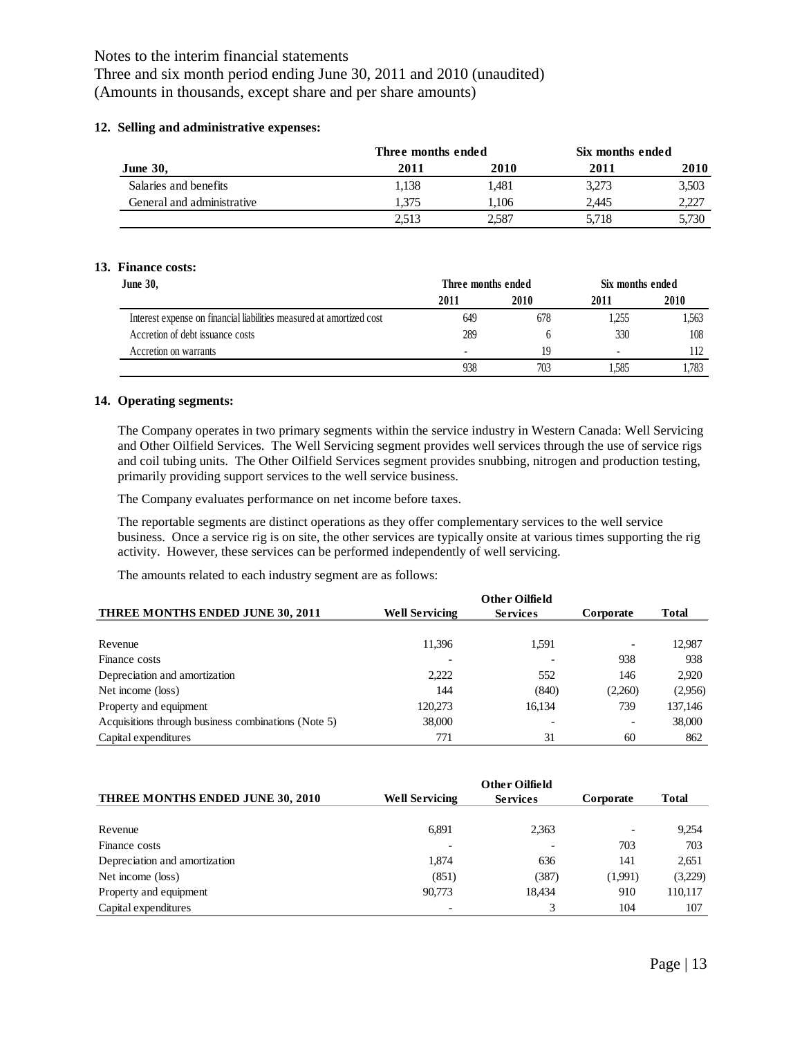Notes to the interim financial statements
Three and six month period ending June 30, 2011 and 2010 (unaudited)
(Amounts in thousands, except share and per share amounts)

**12. Selling and administrative expenses:**

| | Three months ended | | Six months ended | |
|---|---|---|---|---|
| **June 30,** | **2011** | **2010** | **2011** | **2010** |
| Salaries and benefits | 1,138 | 1,481 | 3,273 | 3,503 |
| General and administrative | 1,375 | 1,106 | 2,445 | 2,227 |
| | 2,513 | 2,587 | 5,718 | 5,730 |

**13. Finance costs:**

| June 30, | Three months ended | | Six months ended | |
|---|---|---|---|---|
| | 2011 | 2010 | 2011 | 2010 |
| Interest expense on financial liabilities measured at amortized cost | 649 | 678 | 1,255 | 1,563 |
| Accretion of debt issuance costs | 289 | 6 | 330 | 108 |
| Accretion on warrants | - | 19 | - | 112 |
| | 938 | 703 | 1,585 | 1,783 |

**14. Operating segments:**

The Company operates in two primary segments within the service industry in Western Canada: Well Servicing and Other Oilfield Services. The Well Servicing segment provides well services through the use of service rigs and coil tubing units. The Other Oilfield Services segment provides snubbing, nitrogen and production testing, primarily providing support services to the well service business.

The Company evaluates performance on net income before taxes.

The reportable segments are distinct operations as they offer complementary services to the well service business. Once a service rig is on site, the other services are typically onsite at various times supporting the rig activity. However, these services can be performed independently of well servicing.

The amounts related to each industry segment are as follows:

| THREE MONTHS ENDED JUNE 30, 2011 | Well Servicing | Other Oilfield Services | Corporate | Total |
|---|---|---|---|---|
| Revenue | 11,396 | 1,591 | - | 12,987 |
| Finance costs | - | - | 938 | 938 |
| Depreciation and amortization | 2,222 | 552 | 146 | 2,920 |
| Net income (loss) | 144 | (840) | (2,260) | (2,956) |
| Property and equipment | 120,273 | 16,134 | 739 | 137,146 |
| Acquisitions through business combinations (Note 5) | 38,000 | - | - | 38,000 |
| Capital expenditures | 771 | 31 | 60 | 862 |

| THREE MONTHS ENDED JUNE 30, 2010 | Well Servicing | Other Oilfield Services | Corporate | Total |
|---|---|---|---|---|
| Revenue | 6,891 | 2,363 | - | 9,254 |
| Finance costs | - | - | 703 | 703 |
| Depreciation and amortization | 1,874 | 636 | 141 | 2,651 |
| Net income (loss) | (851) | (387) | (1,991) | (3,229) |
| Property and equipment | 90,773 | 18,434 | 910 | 110,117 |
| Capital expenditures | - | 3 | 104 | 107 |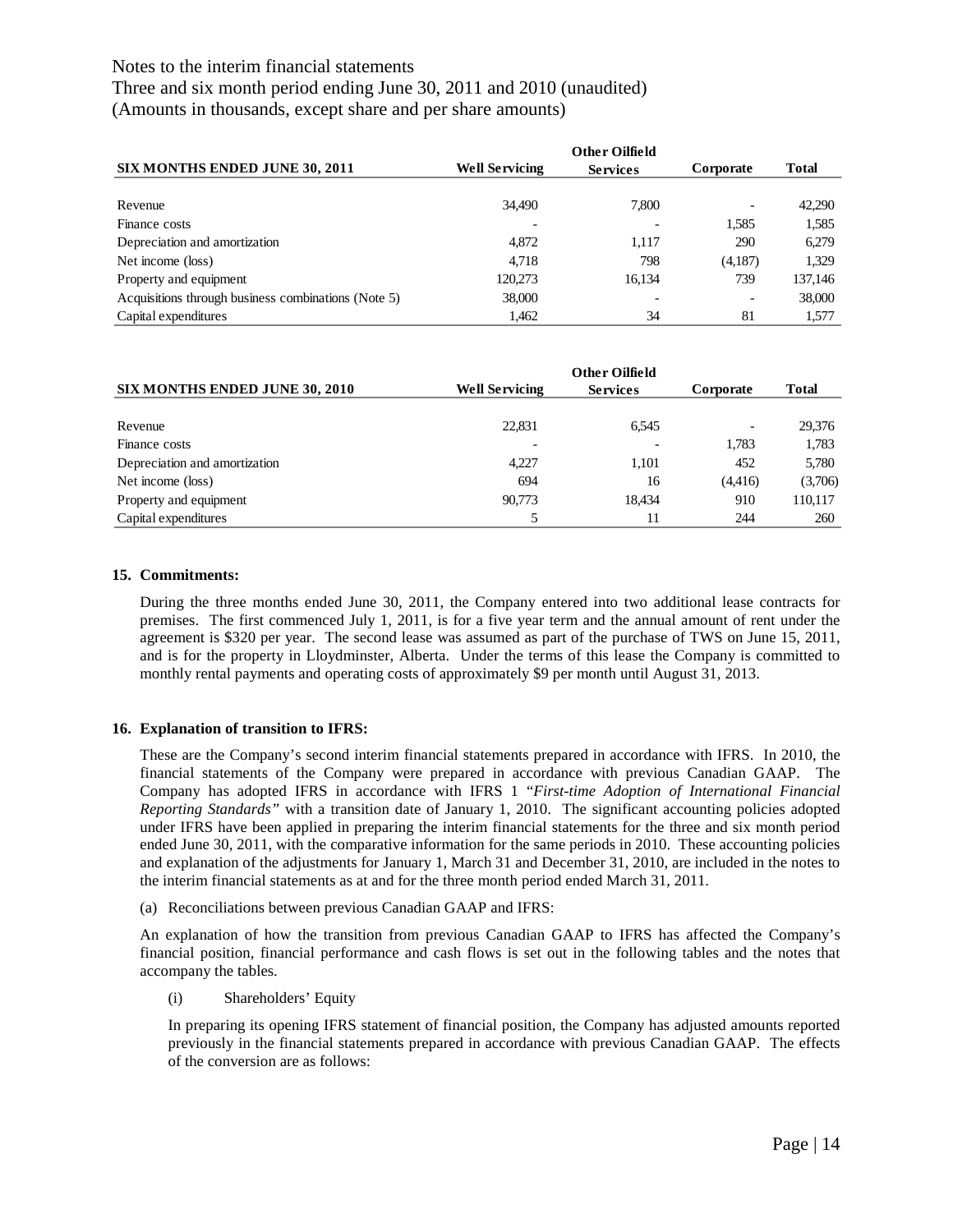| SIX MONTHS ENDED JUNE 30, 2011 | Well Servicing | Other Oilfield Services | Corporate | Total |
|---|---|---|---|---|
| Revenue | 34,490 | 7,800 | - | 42,290 |
| Finance costs | - | - | 1,585 | 1,585 |
| Depreciation and amortization | 4,872 | 1,117 | 290 | 6,279 |
| Net income (loss) | 4,718 | 798 | (4,187) | 1,329 |
| Property and equipment | 120,273 | 16,134 | 739 | 137,146 |
| Acquisitions through business combinations (Note 5) | 38,000 | - | - | 38,000 |
| Capital expenditures | 1,462 | 34 | 81 | 1,577 |

| SIX MONTHS ENDED JUNE 30, 2010 | Well Servicing | Other Oilfield Services | Corporate | Total |
|---|---|---|---|---|
| Revenue | 22,831 | 6,545 | - | 29,376 |
| Finance costs | - | - | 1,783 | 1,783 |
| Depreciation and amortization | 4,227 | 1,101 | 452 | 5,780 |
| Net income (loss) | 694 | 16 | (4,416) | (3,706) |
| Property and equipment | 90,773 | 18,434 | 910 | 110,117 |
| Capital expenditures | 5 | 11 | 244 | 260 |

**15. Commitments:**

During the three months ended June 30, 2011, the Company entered into two additional lease contracts for premises. The first commenced July 1, 2011, is for a five year term and the annual amount of rent under the agreement is $320 per year. The second lease was assumed as part of the purchase of TWS on June 15, 2011, and is for the property in Lloydminster, Alberta. Under the terms of this lease the Company is committed to monthly rental payments and operating costs of approximately $9 per month until August 31, 2013.

**16. Explanation of transition to IFRS:**

These are the Company's second interim financial statements prepared in accordance with IFRS. In 2010, the financial statements of the Company were prepared in accordance with previous Canadian GAAP. The Company has adopted IFRS in accordance with IFRS 1 *"First-time Adoption of International Financial Reporting Standards"* with a transition date of January 1, 2010. The significant accounting policies adopted under IFRS have been applied in preparing the interim financial statements for the three and six month period ended June 30, 2011, with the comparative information for the same periods in 2010. These accounting policies and explanation of the adjustments for January 1, March 31 and December 31, 2010, are included in the notes to the interim financial statements as at and for the three month period ended March 31, 2011.

(a) Reconciliations between previous Canadian GAAP and IFRS:

An explanation of how the transition from previous Canadian GAAP to IFRS has affected the Company's financial position, financial performance and cash flows is set out in the following tables and the notes that accompany the tables.

(i) Shareholders' Equity

In preparing its opening IFRS statement of financial position, the Company has adjusted amounts reported previously in the financial statements prepared in accordance with previous Canadian GAAP. The effects of the conversion are as follows: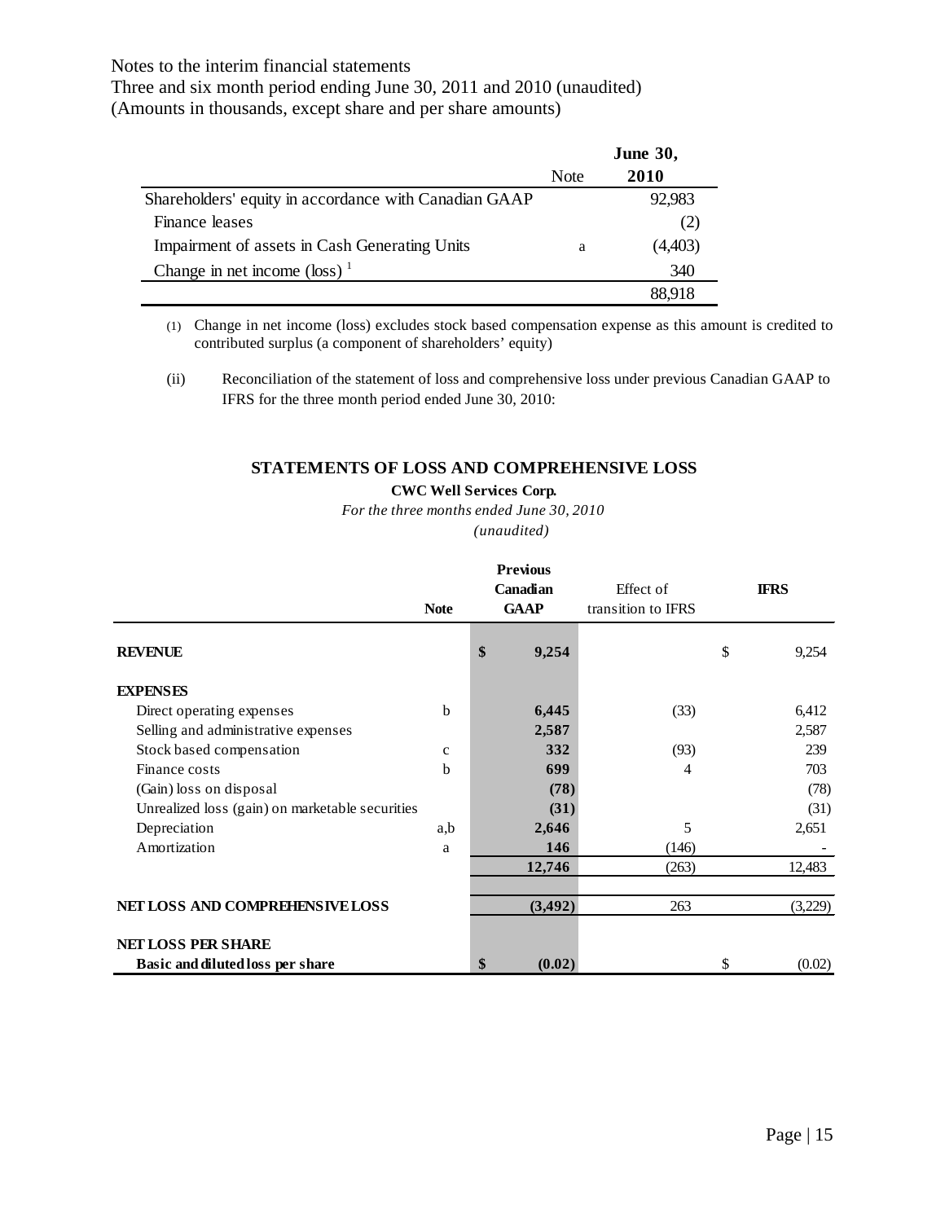Notes to the interim financial statements
Three and six month period ending June 30, 2011 and 2010 (unaudited)
(Amounts in thousands, except share and per share amounts)

| | Note | June 30, 2010 |
|---|---|---|
| Shareholders' equity in accordance with Canadian GAAP | | 92,983 |
| Finance leases | | (2) |
| Impairment of assets in Cash Generating Units | a | (4,403) |
| Change in net income (loss) [1] | | 340 |
| | | 88,918 |

(1) Change in net income (loss) excludes stock based compensation expense as this amount is credited to contributed surplus (a component of shareholders' equity)

(ii) Reconciliation of the statement of loss and comprehensive loss under previous Canadian GAAP to IFRS for the three month period ended June 30, 2010:

## STATEMENTS OF LOSS AND COMPREHENSIVE LOSS

**CWC Well Services Corp.**

*For the three months ended June 30, 2010*

*(unaudited)*

| | Note | Previous Canadian GAAP | Effect of transition to IFRS | IFRS |
|---|---|---|---|---|
| **REVENUE** | | **$ 9,254** | | $ 9,254 |
| **EXPENSES** | | | | |
| Direct operating expenses | b | **6,445** | (33) | 6,412 |
| Selling and administrative expenses | | **2,587** | | 2,587 |
| Stock based compensation | c | **332** | (93) | 239 |
| Finance costs | b | **699** | 4 | 703 |
| (Gain) loss on disposal | | **(78)** | | (78) |
| Unrealized loss (gain) on marketable securities | | **(31)** | | (31) |
| Depreciation | a,b | **2,646** | 5 | 2,651 |
| Amortization | a | **146** | (146) | - |
| | | **12,746** | (263) | 12,483 |
| **NET LOSS AND COMPREHENSIVE LOSS** | | **(3,492)** | 263 | (3,229) |
| **NET LOSS PER SHARE** | | | | |
| **Basic and diluted loss per share** | | **$ (0.02)** | | $ (0.02) |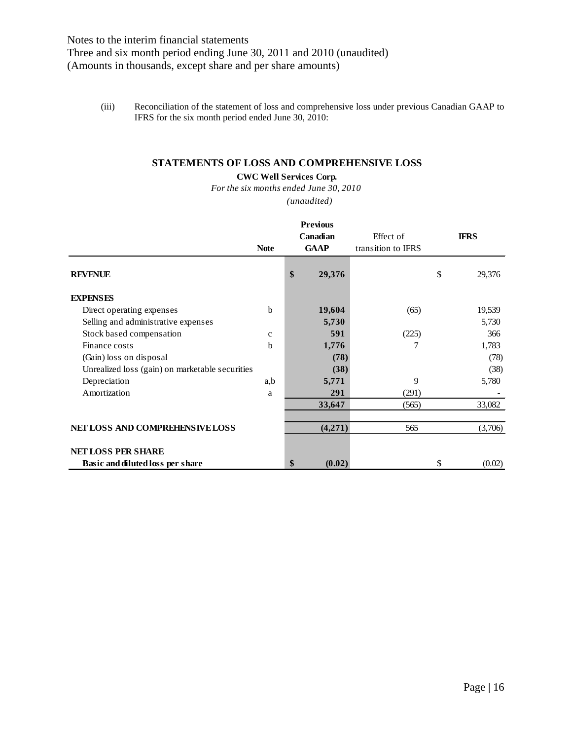Notes to the interim financial statements
Three and six month period ending June 30, 2011 and 2010 (unaudited)
(Amounts in thousands, except share and per share amounts)

(iii) Reconciliation of the statement of loss and comprehensive loss under previous Canadian GAAP to IFRS for the six month period ended June 30, 2010:

## STATEMENTS OF LOSS AND COMPREHENSIVE LOSS

**CWC Well Services Corp.**

*For the six months ended June 30, 2010*

*(unaudited)*

| | Note | Previous Canadian GAAP | Effect of transition to IFRS | IFRS |
|---|---|---|---|---|
| **REVENUE** | | **$ 29,376** | | $ 29,376 |
| **EXPENSES** | | | | |
| Direct operating expenses | b | **19,604** | (65) | 19,539 |
| Selling and administrative expenses | | **5,730** | | 5,730 |
| Stock based compensation | c | **591** | (225) | 366 |
| Finance costs | b | **1,776** | 7 | 1,783 |
| (Gain) loss on disposal | | **(78)** | | (78) |
| Unrealized loss (gain) on marketable securities | | **(38)** | | (38) |
| Depreciation | a,b | **5,771** | 9 | 5,780 |
| Amortization | a | **291** | (291) | - |
| | | **33,647** | (565) | 33,082 |
| **NET LOSS AND COMPREHENSIVE LOSS** | | **(4,271)** | 565 | (3,706) |
| **NET LOSS PER SHARE** | | | | |
| **Basic and diluted loss per share** | | **$ (0.02)** | | $ (0.02) |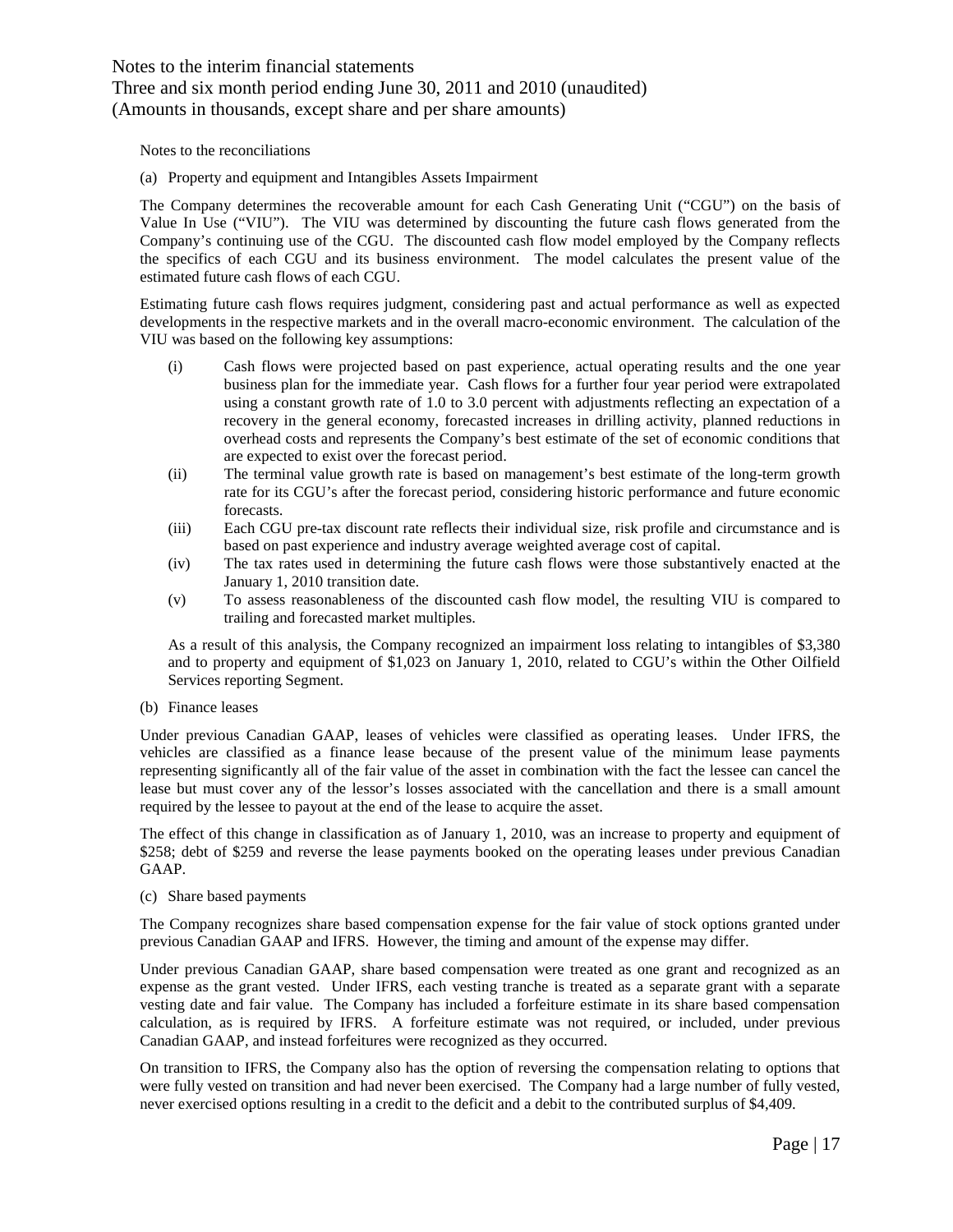Notes to the reconciliations

(a) Property and equipment and Intangibles Assets Impairment

The Company determines the recoverable amount for each Cash Generating Unit ("CGU") on the basis of Value In Use ("VIU"). The VIU was determined by discounting the future cash flows generated from the Company's continuing use of the CGU. The discounted cash flow model employed by the Company reflects the specifics of each CGU and its business environment. The model calculates the present value of the estimated future cash flows of each CGU.

Estimating future cash flows requires judgment, considering past and actual performance as well as expected developments in the respective markets and in the overall macro-economic environment. The calculation of the VIU was based on the following key assumptions:

(i) Cash flows were projected based on past experience, actual operating results and the one year business plan for the immediate year. Cash flows for a further four year period were extrapolated using a constant growth rate of 1.0 to 3.0 percent with adjustments reflecting an expectation of a recovery in the general economy, forecasted increases in drilling activity, planned reductions in overhead costs and represents the Company's best estimate of the set of economic conditions that are expected to exist over the forecast period.

(ii) The terminal value growth rate is based on management's best estimate of the long-term growth rate for its CGU's after the forecast period, considering historic performance and future economic forecasts.

(iii) Each CGU pre-tax discount rate reflects their individual size, risk profile and circumstance and is based on past experience and industry average weighted average cost of capital.

(iv) The tax rates used in determining the future cash flows were those substantively enacted at the January 1, 2010 transition date.

(v) To assess reasonableness of the discounted cash flow model, the resulting VIU is compared to trailing and forecasted market multiples.

As a result of this analysis, the Company recognized an impairment loss relating to intangibles of $3,380 and to property and equipment of $1,023 on January 1, 2010, related to CGU's within the Other Oilfield Services reporting Segment.

(b) Finance leases

Under previous Canadian GAAP, leases of vehicles were classified as operating leases. Under IFRS, the vehicles are classified as a finance lease because of the present value of the minimum lease payments representing significantly all of the fair value of the asset in combination with the fact the lessee can cancel the lease but must cover any of the lessor's losses associated with the cancellation and there is a small amount required by the lessee to payout at the end of the lease to acquire the asset.

The effect of this change in classification as of January 1, 2010, was an increase to property and equipment of $258; debt of $259 and reverse the lease payments booked on the operating leases under previous Canadian GAAP.

(c) Share based payments

The Company recognizes share based compensation expense for the fair value of stock options granted under previous Canadian GAAP and IFRS. However, the timing and amount of the expense may differ.

Under previous Canadian GAAP, share based compensation were treated as one grant and recognized as an expense as the grant vested. Under IFRS, each vesting tranche is treated as a separate grant with a separate vesting date and fair value. The Company has included a forfeiture estimate in its share based compensation calculation, as is required by IFRS. A forfeiture estimate was not required, or included, under previous Canadian GAAP, and instead forfeitures were recognized as they occurred.

On transition to IFRS, the Company also has the option of reversing the compensation relating to options that were fully vested on transition and had never been exercised. The Company had a large number of fully vested, never exercised options resulting in a credit to the deficit and a debit to the contributed surplus of $4,409.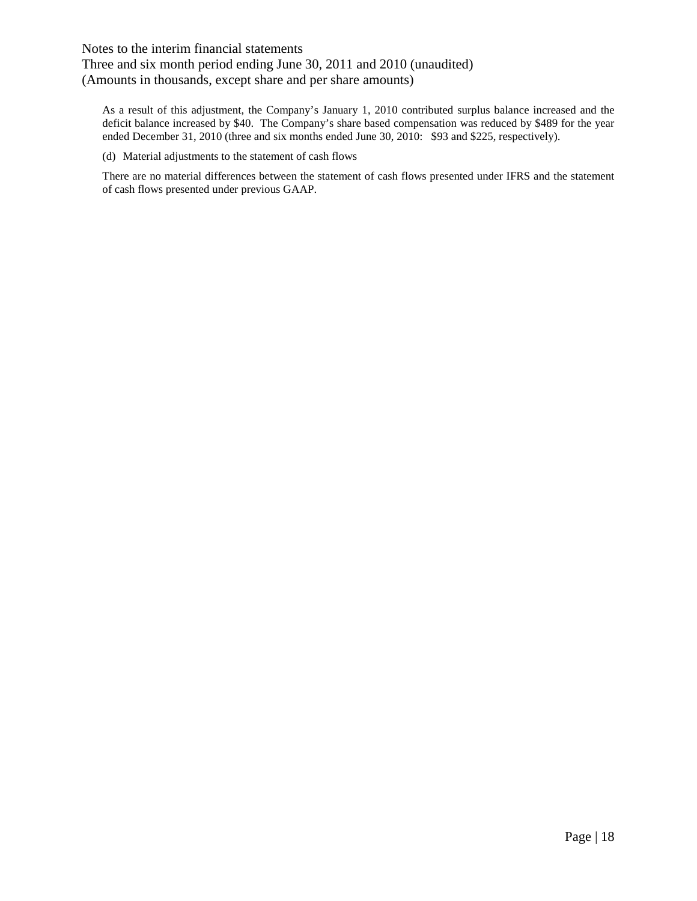As a result of this adjustment, the Company's January 1, 2010 contributed surplus balance increased and the deficit balance increased by $40. The Company's share based compensation was reduced by $489 for the year ended December 31, 2010 (three and six months ended June 30, 2010: $93 and $225, respectively).

(d) Material adjustments to the statement of cash flows

There are no material differences between the statement of cash flows presented under IFRS and the statement of cash flows presented under previous GAAP.